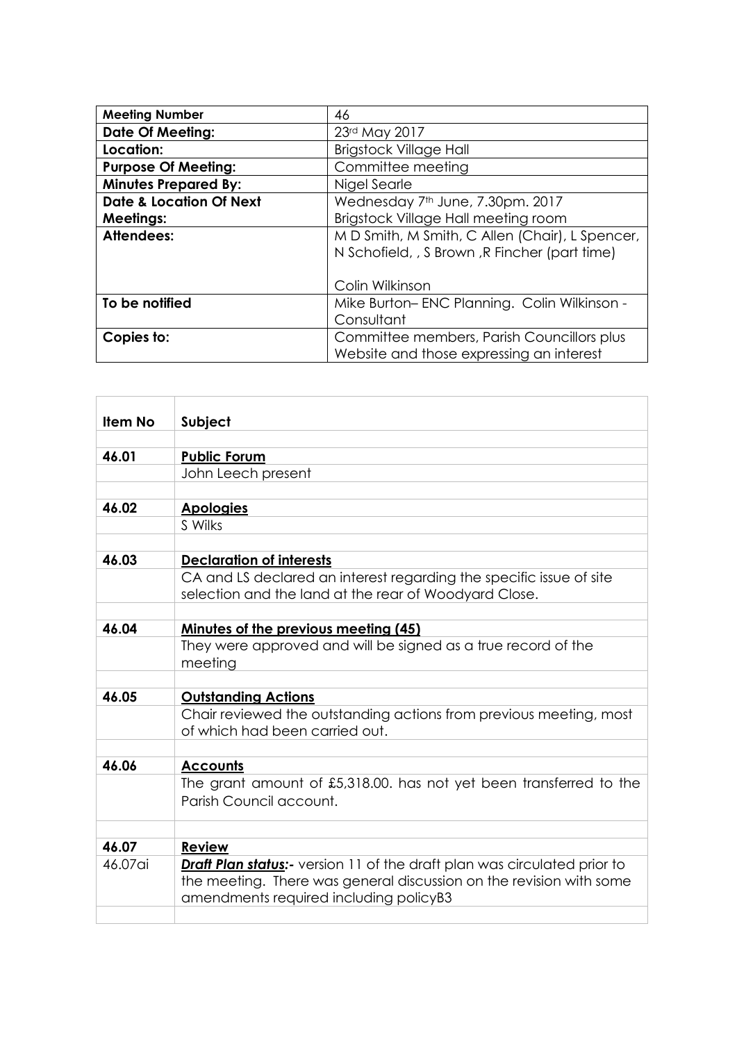| Meeting Number | 46 |
|---|---|
| **Date Of Meeting:** | 23rd May 2017 |
| **Location:** | Brigstock Village Hall |
| **Purpose Of Meeting:** | Committee meeting |
| **Minutes Prepared By:** | Nigel Searle |
| **Date & Location Of Next Meetings:** | Wednesday 7th June, 7.30pm. 2017<br>Brigstock Village Hall meeting room |
| **Attendees:** | M D Smith, M Smith, C Allen (Chair), L Spencer, N Schofield, , S Brown ,R Fincher (part time)<br><br>Colin Wilkinson |
| **To be notified** | Mike Burton– ENC Planning. Colin Wilkinson - Consultant |
| **Copies to:** | Committee members, Parish Councillors plus Website and those expressing an interest |

| Item No | Subject |
|---|---|
| | |
| **46.01** | **Public Forum** |
| | John Leech present |
| | |
| **46.02** | **Apologies** |
| | S Wilks |
| | |
| **46.03** | **Declaration of interests** |
| | CA and LS declared an interest regarding the specific issue of site selection and the land at the rear of Woodyard Close. |
| | |
| **46.04** | **Minutes of the previous meeting (45)** |
| | They were approved and will be signed as a true record of the meeting |
| | |
| **46.05** | **Outstanding Actions** |
| | Chair reviewed the outstanding actions from previous meeting, most of which had been carried out. |
| | |
| **46.06** | **Accounts** |
| | The grant amount of £5,318.00. has not yet been transferred to the Parish Council account. |
| | |
| **46.07** | **Review** |
| 46.07ai | ***Draft Plan status:-*** version 11 of the draft plan was circulated prior to the meeting. There was general discussion on the revision with some amendments required including policyB3 |
| | |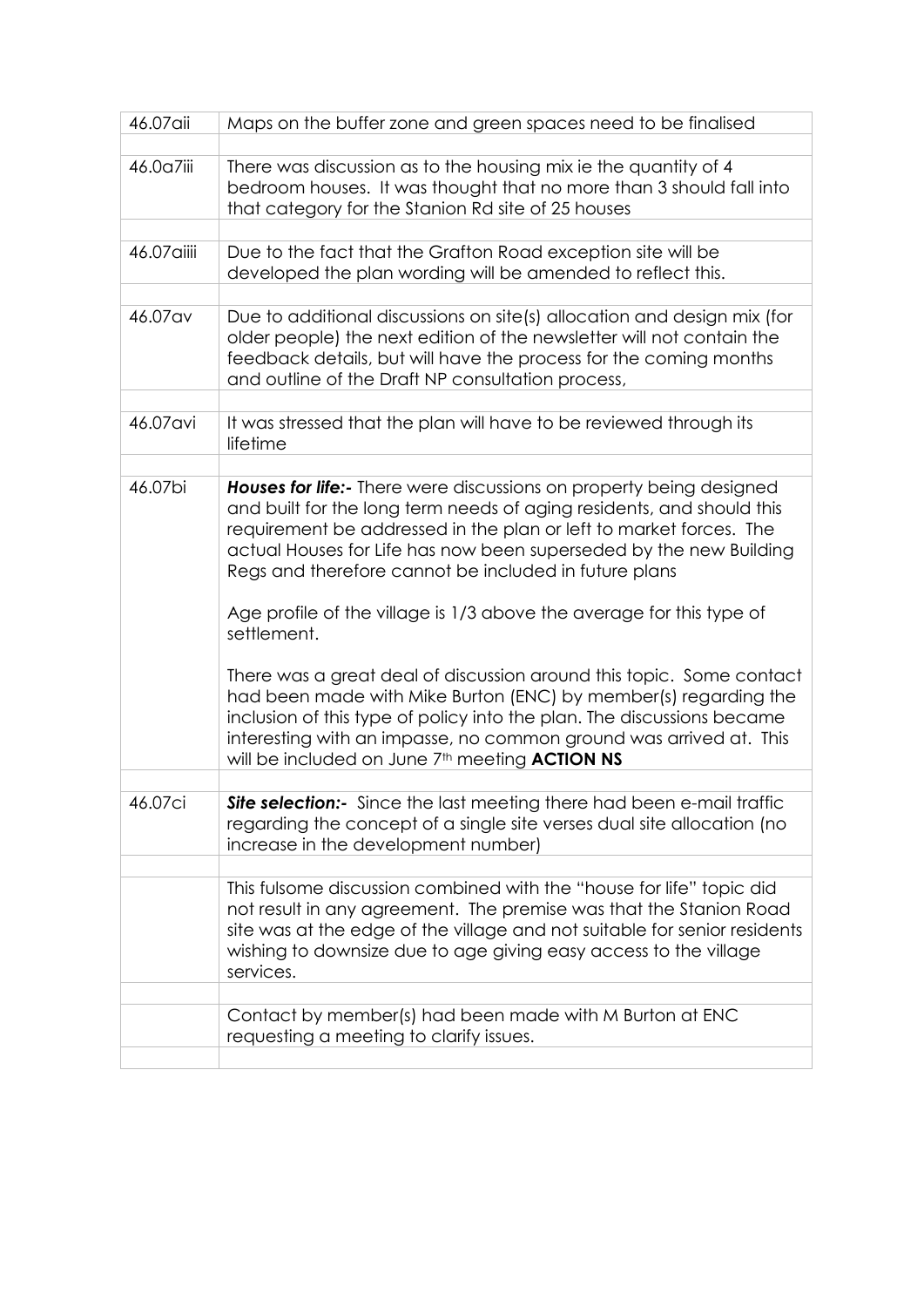| | |
|---|---|
| 46.07aii | Maps on the buffer zone and green spaces need to be finalised |
| | |
| 46.0a7iii | There was discussion as to the housing mix ie the quantity of 4 bedroom houses. It was thought that no more than 3 should fall into that category for the Stanion Rd site of 25 houses |
| | |
| 46.07aiiii | Due to the fact that the Grafton Road exception site will be developed the plan wording will be amended to reflect this. |
| | |
| 46.07av | Due to additional discussions on site(s) allocation and design mix (for older people) the next edition of the newsletter will not contain the feedback details, but will have the process for the coming months and outline of the Draft NP consultation process, |
| | |
| 46.07avi | It was stressed that the plan will have to be reviewed through its lifetime |
| | |
| 46.07bi | ***Houses for life:-*** There were discussions on property being designed and built for the long term needs of aging residents, and should this requirement be addressed in the plan or left to market forces. The actual Houses for Life has now been superseded by the new Building Regs and therefore cannot be included in future plans<br><br>Age profile of the village is 1/3 above the average for this type of settlement.<br><br>There was a great deal of discussion around this topic. Some contact had been made with Mike Burton (ENC) by member(s) regarding the inclusion of this type of policy into the plan. The discussions became interesting with an impasse, no common ground was arrived at. This will be included on June 7th meeting **ACTION NS** |
| | |
| 46.07ci | ***Site selection:-*** Since the last meeting there had been e-mail traffic regarding the concept of a single site verses dual site allocation (no increase in the development number) |
| | |
| | This fulsome discussion combined with the "house for life" topic did not result in any agreement. The premise was that the Stanion Road site was at the edge of the village and not suitable for senior residents wishing to downsize due to age giving easy access to the village services. |
| | |
| | Contact by member(s) had been made with M Burton at ENC requesting a meeting to clarify issues. |
| | |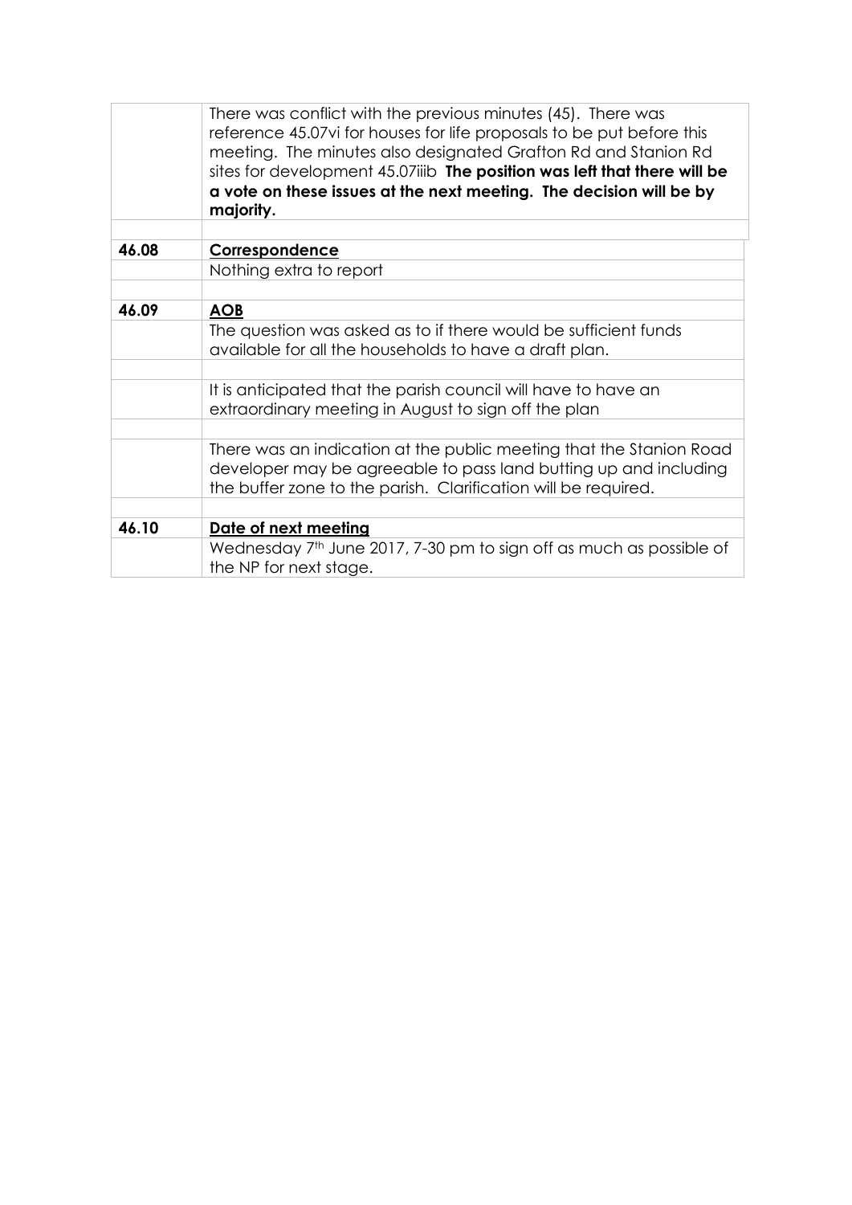| | |
|---|---|
| | There was conflict with the previous minutes (45). There was reference 45.07vi for houses for life proposals to be put before this meeting. The minutes also designated Grafton Rd and Stanion Rd sites for development 45.07iiib **The position was left that there will be a vote on these issues at the next meeting. The decision will be by majority.** |
| | |
| **46.08** | **<u>Correspondence</u>** |
| | Nothing extra to report |
| | |
| **46.09** | **<u>AOB</u>** |
| | The question was asked as to if there would be sufficient funds available for all the households to have a draft plan. |
| | |
| | It is anticipated that the parish council will have to have an extraordinary meeting in August to sign off the plan |
| | |
| | There was an indication at the public meeting that the Stanion Road developer may be agreeable to pass land butting up and including the buffer zone to the parish. Clarification will be required. |
| | |
| **46.10** | **<u>Date of next meeting</u>** |
| | Wednesday 7th June 2017, 7-30 pm to sign off as much as possible of the NP for next stage. |